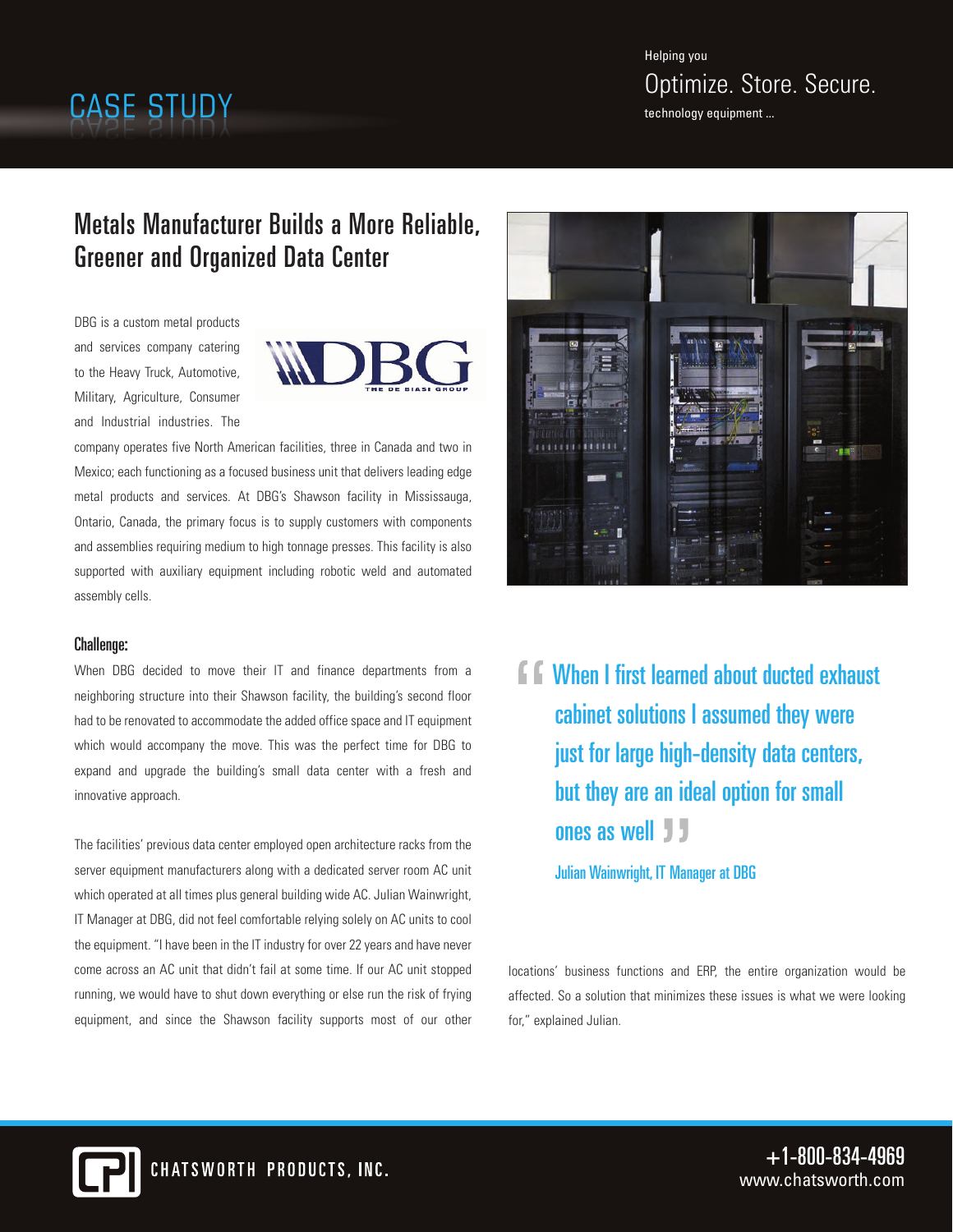CASE STUDY

Helping you

Optimize. Store. Secure.

technology equipment ...

# Metals Manufacturer Builds a More Reliable, Greener and Organized Data Center

DBG is a custom metal products and services company catering to the Heavy Truck, Automotive, Military, Agriculture, Consumer and Industrial industries. The company operates five North American facilities, three in Canada and two in Mexico; each functioning as a focused business unit that delivers leading edge metal products and services. At DBG's Shawson facility in Mississauga, Ontario, Canada, the primary focus is to supply customers with components and assemblies requiring medium to high tonnage presses. This facility is also supported with auxiliary equipment including robotic weld and automated assembly cells.

## Challenge:

When DBG decided to move their IT and finance departments from a neighboring structure into their Shawson facility, the building's second floor had to be renovated to accommodate the added office space and IT equipment which would accompany the move. This was the perfect time for DBG to expand and upgrade the building's small data center with a fresh and innovative approach.

The facilities' previous data center employed open architecture racks from the server equipment manufacturers along with a dedicated server room AC unit which operated at all times plus general building wide AC. Julian Wainwright, IT Manager at DBG, did not feel comfortable relying solely on AC units to cool the equipment. "I have been in the IT industry for over 22 years and have never come across an AC unit that didn't fail at some time. If our AC unit stopped running, we would have to shut down everything or else run the risk of frying equipment, and since the Shawson facility supports most of our other locations' business functions and ERP, the entire organization would be affected. So a solution that minimizes these issues is what we were looking for," explained Julian.

> "When I first learned about ducted exhaust cabinet solutions I assumed they were just for large high-density data centers, but they are an ideal option for small ones as well"
>
> Julian Wainwright, IT Manager at DBG

CHATSWORTH PRODUCTS, INC.

+1-800-834-4969

www.chatsworth.com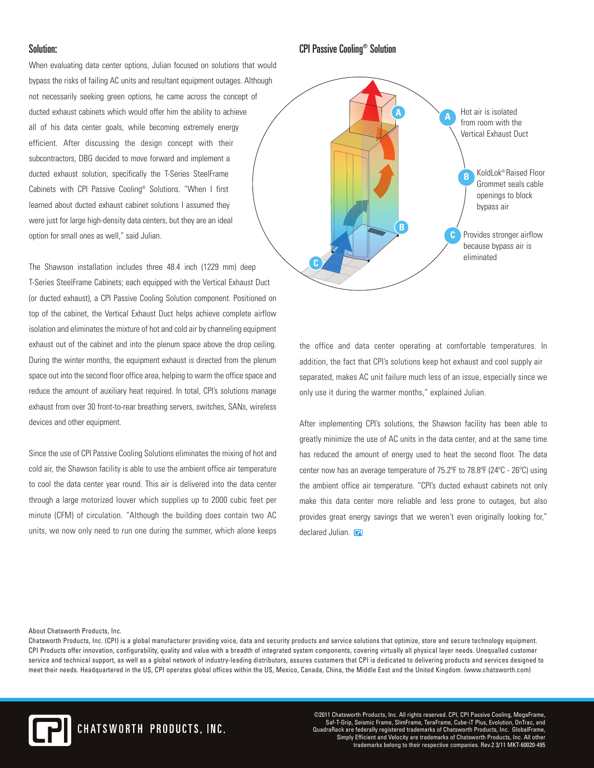## Solution:

When evaluating data center options, Julian focused on solutions that would bypass the risks of failing AC units and resultant equipment outages. Although not necessarily seeking green options, he came across the concept of ducted exhaust cabinets which would offer him the ability to achieve all of his data center goals, while becoming extremely energy efficient. After discussing the design concept with their subcontractors, DBG decided to move forward and implement a ducted exhaust solution, specifically the T-Series SteelFrame Cabinets with CPI Passive Cooling® Solutions. "When I first learned about ducted exhaust cabinet solutions I assumed they were just for large high-density data centers, but they are an ideal option for small ones as well," said Julian.

The Shawson installation includes three 48.4 inch (1229 mm) deep T-Series SteelFrame Cabinets; each equipped with the Vertical Exhaust Duct (or ducted exhaust), a CPI Passive Cooling Solution component. Positioned on top of the cabinet, the Vertical Exhaust Duct helps achieve complete airflow isolation and eliminates the mixture of hot and cold air by channeling equipment exhaust out of the cabinet and into the plenum space above the drop ceiling. During the winter months, the equipment exhaust is directed from the plenum space out into the second floor office area, helping to warm the office space and reduce the amount of auxiliary heat required. In total, CPI's solutions manage exhaust from over 30 front-to-rear breathing servers, switches, SANs, wireless devices and other equipment.

Since the use of CPI Passive Cooling Solutions eliminates the mixing of hot and cold air, the Shawson facility is able to use the ambient office air temperature to cool the data center year round. This air is delivered into the data center through a large motorized louver which supplies up to 2000 cubic feet per minute (CFM) of circulation. "Although the building does contain two AC units, we now only need to run one during the summer, which alone keeps the office and data center operating at comfortable temperatures. In addition, the fact that CPI's solutions keep hot exhaust and cool supply air separated, makes AC unit failure much less of an issue, especially since we only use it during the warmer months," explained Julian.

### CPI Passive Cooling® Solution

A — Hot air is isolated from room with the Vertical Exhaust Duct

B — KoldLok® Raised Floor Grommet seals cable openings to block bypass air

C — Provides stronger airflow because bypass air is eliminated

After implementing CPI's solutions, the Shawson facility has been able to greatly minimize the use of AC units in the data center, and at the same time has reduced the amount of energy used to heat the second floor. The data center now has an average temperature of 75.2ºF to 78.8ºF (24ºC - 26ºC) using the ambient office air temperature. "CPI's ducted exhaust cabinets not only make this data center more reliable and less prone to outages, but also provides great energy savings that we weren't even originally looking for," declared Julian.

About Chatsworth Products, Inc.

Chatsworth Products, Inc. (CPI) is a global manufacturer providing voice, data and security products and service solutions that optimize, store and secure technology equipment. CPI Products offer innovation, configurability, quality and value with a breadth of integrated system components, covering virtually all physical layer needs. Unequalled customer service and technical support, as well as a global network of industry-leading distributors, assures customers that CPI is dedicated to delivering products and services designed to meet their needs. Headquartered in the US, CPI operates global offices within the US, Mexico, Canada, China, the Middle East and the United Kingdom. (www.chatsworth.com)

CHATSWORTH PRODUCTS, INC.

©2011 Chatsworth Products, Inc. All rights reserved. CPI, CPI Passive Cooling, MegaFrame, Saf-T-Grip, Seismic Frame, SlimFrame, TeraFrame, Cube-iT Plus, Evolution, OnTrac, and QuadraRack are federally registered trademarks of Chatsworth Products, Inc. GlobalFrame, Simply Efficient and Velocity are trademarks of Chatsworth Products, Inc. All other trademarks belong to their respective companies. Rev.2 3/11 MKT-60020-495